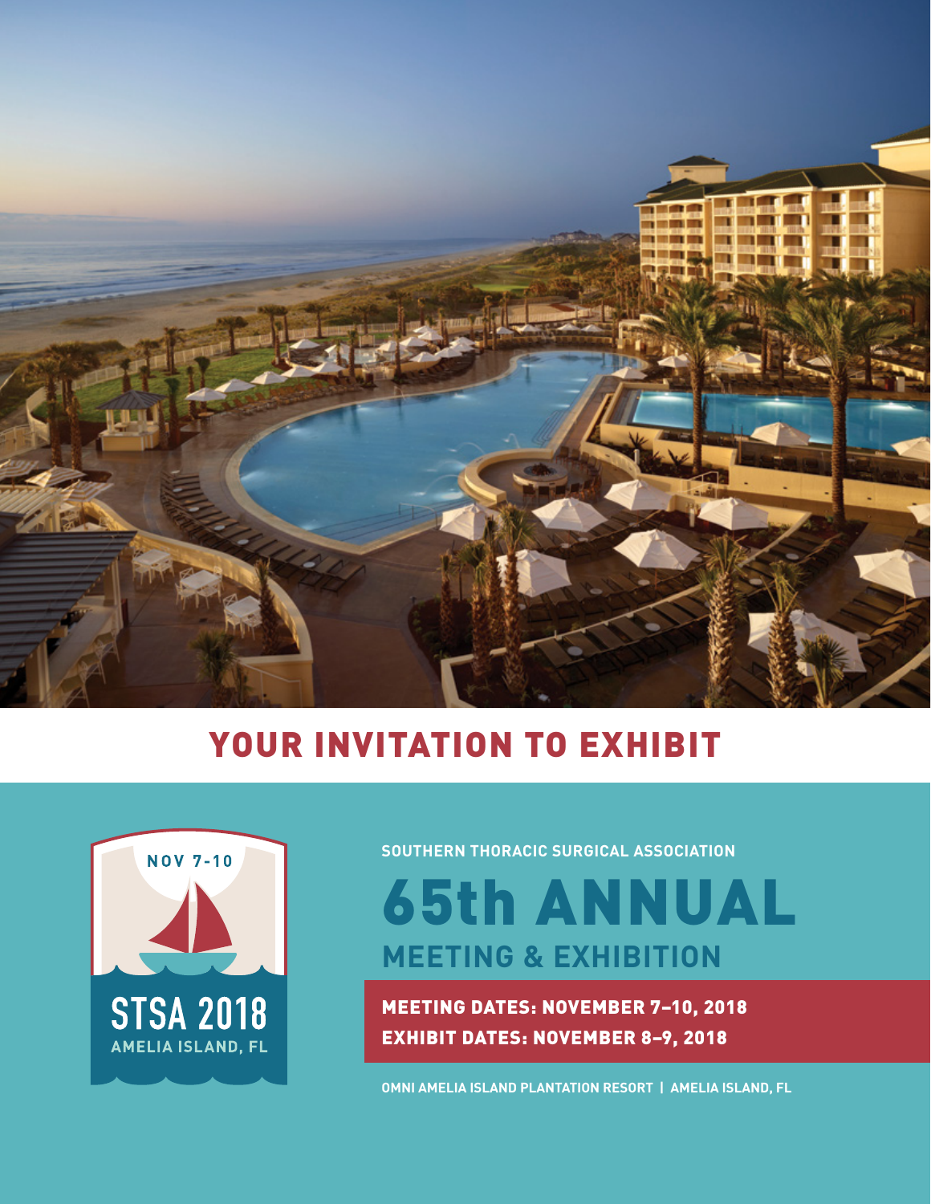# YOUR INVITATION TO EXHIBIT

NOV 7-10

STSA 2018

AMELIA ISLAND, FL

**SOUTHERN THORACIC SURGICAL ASSOCIATION**

# 65th ANNUAL

## MEETING & EXHIBITION

**MEETING DATES: NOVEMBER 7–10, 2018**

**EXHIBIT DATES: NOVEMBER 8–9, 2018**

**OMNI AMELIA ISLAND PLANTATION RESORT | AMELIA ISLAND, FL**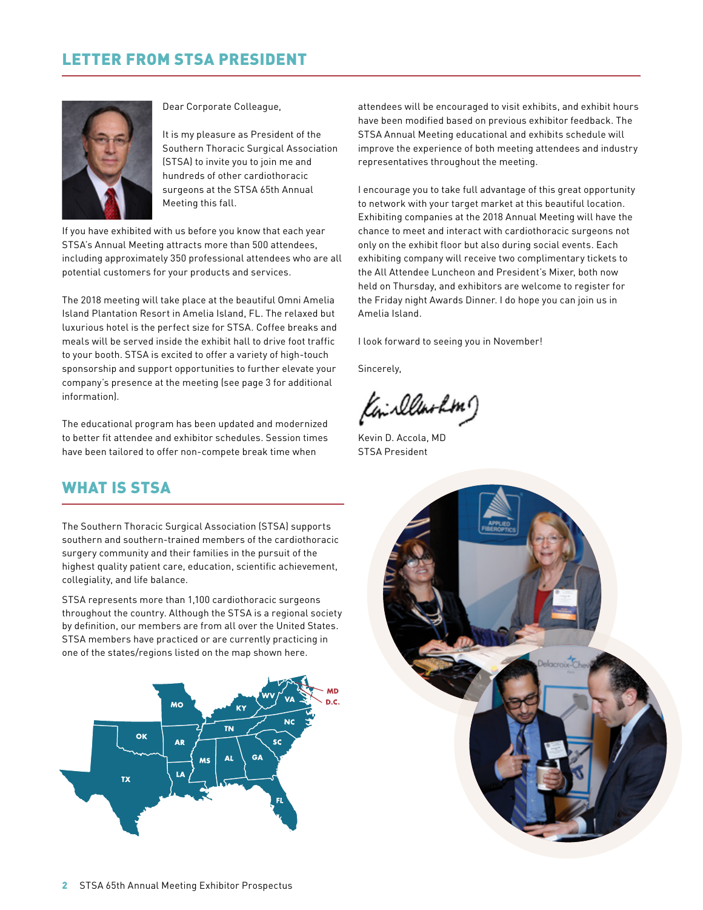## LETTER FROM STSA PRESIDENT

Dear Corporate Colleague,

It is my pleasure as President of the Southern Thoracic Surgical Association (STSA) to invite you to join me and hundreds of other cardiothoracic surgeons at the STSA 65th Annual Meeting this fall.

If you have exhibited with us before you know that each year STSA's Annual Meeting attracts more than 500 attendees, including approximately 350 professional attendees who are all potential customers for your products and services.

The 2018 meeting will take place at the beautiful Omni Amelia Island Plantation Resort in Amelia Island, FL. The relaxed but luxurious hotel is the perfect size for STSA. Coffee breaks and meals will be served inside the exhibit hall to drive foot traffic to your booth. STSA is excited to offer a variety of high-touch sponsorship and support opportunities to further elevate your company's presence at the meeting (see page 3 for additional information).

The educational program has been updated and modernized to better fit attendee and exhibitor schedules. Session times have been tailored to offer non-compete break time when attendees will be encouraged to visit exhibits, and exhibit hours have been modified based on previous exhibitor feedback. The STSA Annual Meeting educational and exhibits schedule will improve the experience of both meeting attendees and industry representatives throughout the meeting.

I encourage you to take full advantage of this great opportunity to network with your target market at this beautiful location. Exhibiting companies at the 2018 Annual Meeting will have the chance to meet and interact with cardiothoracic surgeons not only on the exhibit floor but also during social events. Each exhibiting company will receive two complimentary tickets to the All Attendee Luncheon and President's Mixer, both now held on Thursday, and exhibitors are welcome to register for the Friday night Awards Dinner. I do hope you can join us in Amelia Island.

I look forward to seeing you in November!

Sincerely,

Kevin D. Accola, MD
STSA President

## WHAT IS STSA

The Southern Thoracic Surgical Association (STSA) supports southern and southern-trained members of the cardiothoracic surgery community and their families in the pursuit of the highest quality patient care, education, scientific achievement, collegiality, and life balance.

STSA represents more than 1,100 cardiothoracic surgeons throughout the country. Although the STSA is a regional society by definition, our members are from all over the United States. STSA members have practiced or are currently practicing in one of the states/regions listed on the map shown here.

MO, KY, WV, VA, MD, D.C., OK, AR, TN, NC, SC, MS, AL, GA, TX, LA, FL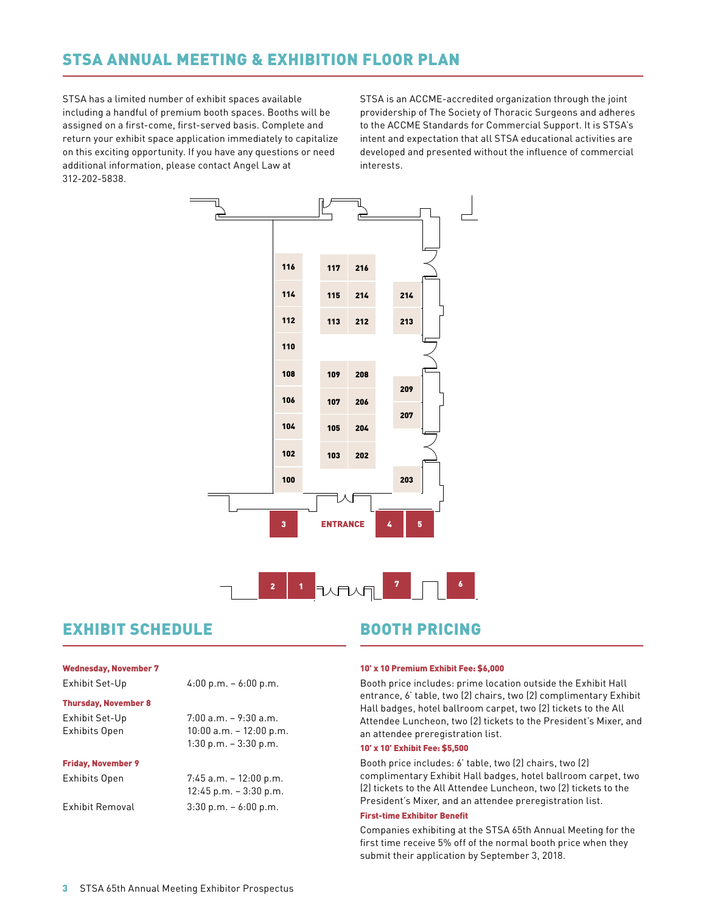## STSA ANNUAL MEETING & EXHIBITION FLOOR PLAN

STSA has a limited number of exhibit spaces available including a handful of premium booth spaces. Booths will be assigned on a first-come, first-served basis. Complete and return your exhibit space application immediately to capitalize on this exciting opportunity. If you have any questions or need additional information, please contact Angel Law at 312-202-5838.

STSA is an ACCME-accredited organization through the joint providership of The Society of Thoracic Surgeons and adheres to the ACCME Standards for Commercial Support. It is STSA's intent and expectation that all STSA educational activities are developed and presented without the influence of commercial interests.

116, 117, 216, 114, 115, 214, 214, 112, 113, 212, 213, 110, 108, 109, 208, 209, 106, 107, 206, 207, 104, 105, 204, 102, 103, 202, 100, 203

3, ENTRANCE, 4, 5

2, 1, 7, 6

## EXHIBIT SCHEDULE

**Wednesday, November 7**

| | |
|---|---|
| Exhibit Set-Up | 4:00 p.m. – 6:00 p.m. |

**Thursday, November 8**

| | |
|---|---|
| Exhibit Set-Up | 7:00 a.m. – 9:30 a.m. |
| Exhibits Open | 10:00 a.m. – 12:00 p.m. |
| | 1:30 p.m. – 3:30 p.m. |

**Friday, November 9**

| | |
|---|---|
| Exhibits Open | 7:45 a.m. – 12:00 p.m. |
| | 12:45 p.m. – 3:30 p.m. |
| Exhibit Removal | 3:30 p.m. – 6:00 p.m. |

## BOOTH PRICING

**10' x 10 Premium Exhibit Fee: $6,000**

Booth price includes: prime location outside the Exhibit Hall entrance, 6' table, two (2) chairs, two (2) complimentary Exhibit Hall badges, hotel ballroom carpet, two (2) tickets to the All Attendee Luncheon, two (2) tickets to the President's Mixer, and an attendee preregistration list.

**10' x 10' Exhibit Fee: $5,500**

Booth price includes: 6' table, two (2) chairs, two (2) complimentary Exhibit Hall badges, hotel ballroom carpet, two (2) tickets to the All Attendee Luncheon, two (2) tickets to the President's Mixer, and an attendee preregistration list.

**First-time Exhibitor Benefit**

Companies exhibiting at the STSA 65th Annual Meeting for the first time receive 5% off of the normal booth price when they submit their application by September 3, 2018.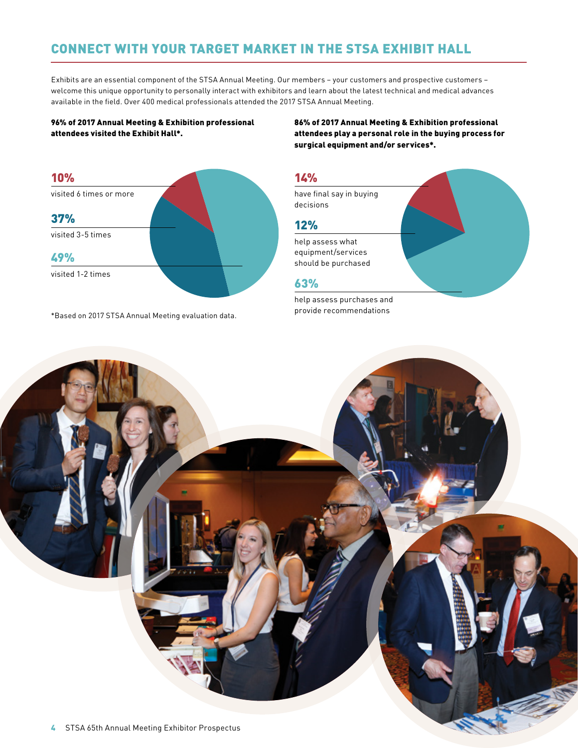## CONNECT WITH YOUR TARGET MARKET IN THE STSA EXHIBIT HALL

Exhibits are an essential component of the STSA Annual Meeting. Our members – your customers and prospective customers – welcome this unique opportunity to personally interact with exhibitors and learn about the latest technical and medical advances available in the field. Over 400 medical professionals attended the 2017 STSA Annual Meeting.

**96% of 2017 Annual Meeting & Exhibition professional attendees visited the Exhibit Hall*.**

**10%**
visited 6 times or more

**37%**
visited 3-5 times

**49%**
visited 1-2 times

*Based on 2017 STSA Annual Meeting evaluation data.

**86% of 2017 Annual Meeting & Exhibition professional attendees play a personal role in the buying process for surgical equipment and/or services*.**

**14%**
have final say in buying decisions

**12%**
help assess what equipment/services should be purchased

**63%**
help assess purchases and provide recommendations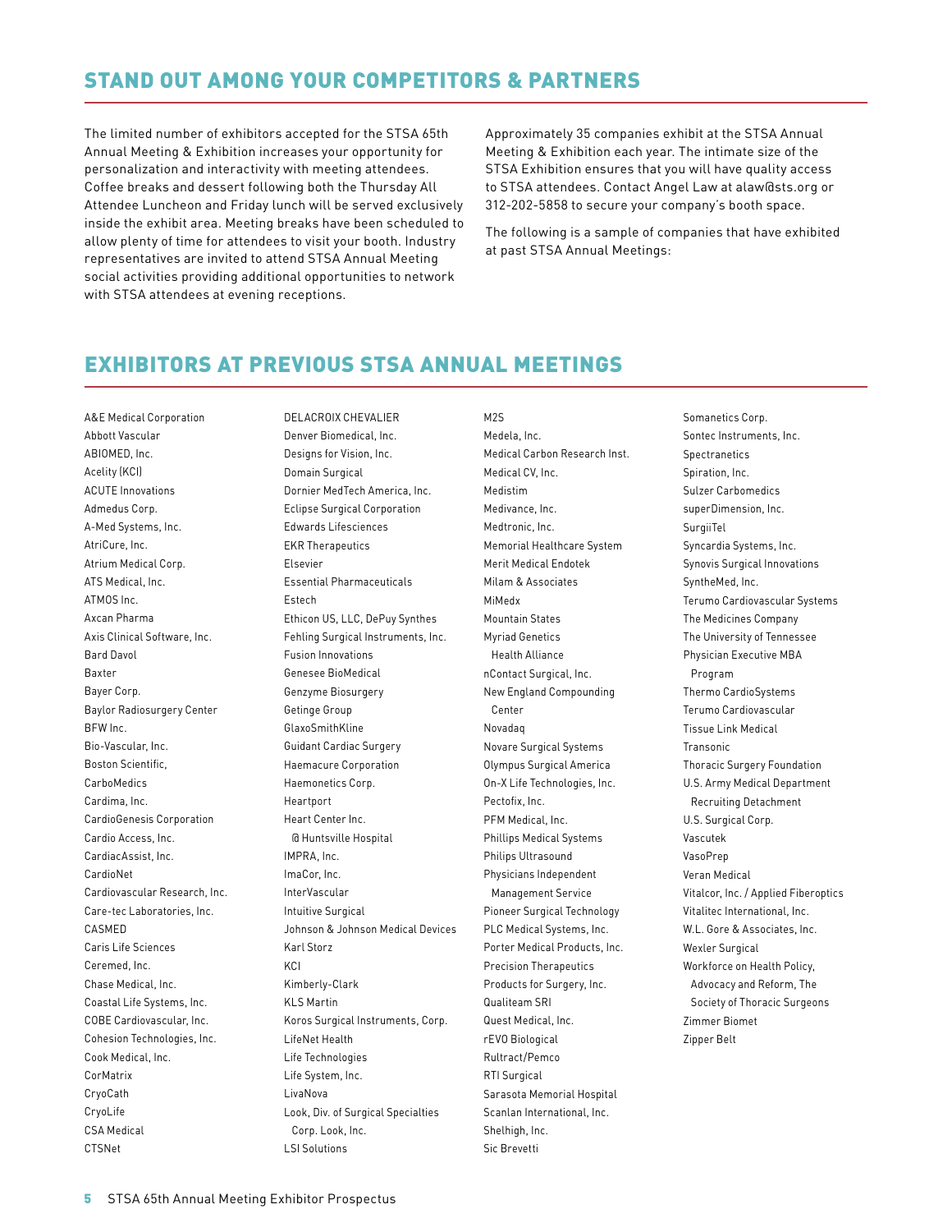## STAND OUT AMONG YOUR COMPETITORS & PARTNERS

The limited number of exhibitors accepted for the STSA 65th Annual Meeting & Exhibition increases your opportunity for personalization and interactivity with meeting attendees. Coffee breaks and dessert following both the Thursday All Attendee Luncheon and Friday lunch will be served exclusively inside the exhibit area. Meeting breaks have been scheduled to allow plenty of time for attendees to visit your booth. Industry representatives are invited to attend STSA Annual Meeting social activities providing additional opportunities to network with STSA attendees at evening receptions.

Approximately 35 companies exhibit at the STSA Annual Meeting & Exhibition each year. The intimate size of the STSA Exhibition ensures that you will have quality access to STSA attendees. Contact Angel Law at alaw@sts.org or 312-202-5858 to secure your company's booth space.

The following is a sample of companies that have exhibited at past STSA Annual Meetings:

## EXHIBITORS AT PREVIOUS STSA ANNUAL MEETINGS

A&E Medical Corporation
Abbott Vascular
ABIOMED, Inc.
Acelity (KCI)
ACUTE Innovations
Admedus Corp.
A-Med Systems, Inc.
AtriCure, Inc.
Atrium Medical Corp.
ATS Medical, Inc.
ATMOS Inc.
Axcan Pharma
Axis Clinical Software, Inc.
Bard Davol
Baxter
Bayer Corp.
Baylor Radiosurgery Center
BFW Inc.
Bio-Vascular, Inc.
Boston Scientific,
CarboMedics
Cardima, Inc.
CardioGenesis Corporation
Cardio Access, Inc.
CardiacAssist, Inc.
CardioNet
Cardiovascular Research, Inc.
Care-tec Laboratories, Inc.
CASMED
Caris Life Sciences
Ceremed, Inc.
Chase Medical, Inc.
Coastal Life Systems, Inc.
COBE Cardiovascular, Inc.
Cohesion Technologies, Inc.
Cook Medical, Inc.
CorMatrix
CryoCath
CryoLife
CSA Medical
CTSNet
DELACROIX CHEVALIER
Denver Biomedical, Inc.
Designs for Vision, Inc.
Domain Surgical
Dornier MedTech America, Inc.
Eclipse Surgical Corporation
Edwards Lifesciences
EKR Therapeutics
Elsevier
Essential Pharmaceuticals
Estech
Ethicon US, LLC, DePuy Synthes
Fehling Surgical Instruments, Inc.
Fusion Innovations
Genesee BioMedical
Genzyme Biosurgery
Getinge Group
GlaxoSmithKline
Guidant Cardiac Surgery
Haemacure Corporation
Haemonetics Corp.
Heartport
Heart Center Inc. @ Huntsville Hospital
IMPRA, Inc.
ImaCor, Inc.
InterVascular
Intuitive Surgical
Johnson & Johnson Medical Devices
Karl Storz
KCI
Kimberly-Clark
KLS Martin
Koros Surgical Instruments, Corp.
LifeNet Health
Life Technologies
Life System, Inc.
LivaNova
Look, Div. of Surgical Specialties Corp. Look, Inc.
LSI Solutions
M2S
Medela, Inc.
Medical Carbon Research Inst.
Medical CV, Inc.
Medistim
Medivance, Inc.
Medtronic, Inc.
Memorial Healthcare System
Merit Medical Endotek
Milam & Associates
MiMedx
Mountain States
Myriad Genetics Health Alliance
nContact Surgical, Inc.
New England Compounding Center
Novadaq
Novare Surgical Systems
Olympus Surgical America
On-X Life Technologies, Inc.
Pectofix, Inc.
PFM Medical, Inc.
Phillips Medical Systems
Philips Ultrasound
Physicians Independent Management Service
Pioneer Surgical Technology
PLC Medical Systems, Inc.
Porter Medical Products, Inc.
Precision Therapeutics
Products for Surgery, Inc.
Qualiteam SRI
Quest Medical, Inc.
rEVO Biological
Rultract/Pemco
RTI Surgical
Sarasota Memorial Hospital
Scanlan International, Inc.
Shelhigh, Inc.
Sic Brevetti
Somanetics Corp.
Sontec Instruments, Inc.
Spectranetics
Spiration, Inc.
Sulzer Carbomedics
superDimension, Inc.
SurgiiTel
Syncardia Systems, Inc.
Synovis Surgical Innovations
SyntheMed, Inc.
Terumo Cardiovascular Systems
The Medicines Company
The University of Tennessee Physician Executive MBA Program
Thermo CardioSystems
Terumo Cardiovascular
Tissue Link Medical
Transonic
Thoracic Surgery Foundation
U.S. Army Medical Department Recruiting Detachment
U.S. Surgical Corp.
Vascutek
VasoPrep
Veran Medical
Vitalcor, Inc. / Applied Fiberoptics
Vitalitec International, Inc.
W.L. Gore & Associates, Inc.
Wexler Surgical
Workforce on Health Policy, Advocacy and Reform, The Society of Thoracic Surgeons
Zimmer Biomet
Zipper Belt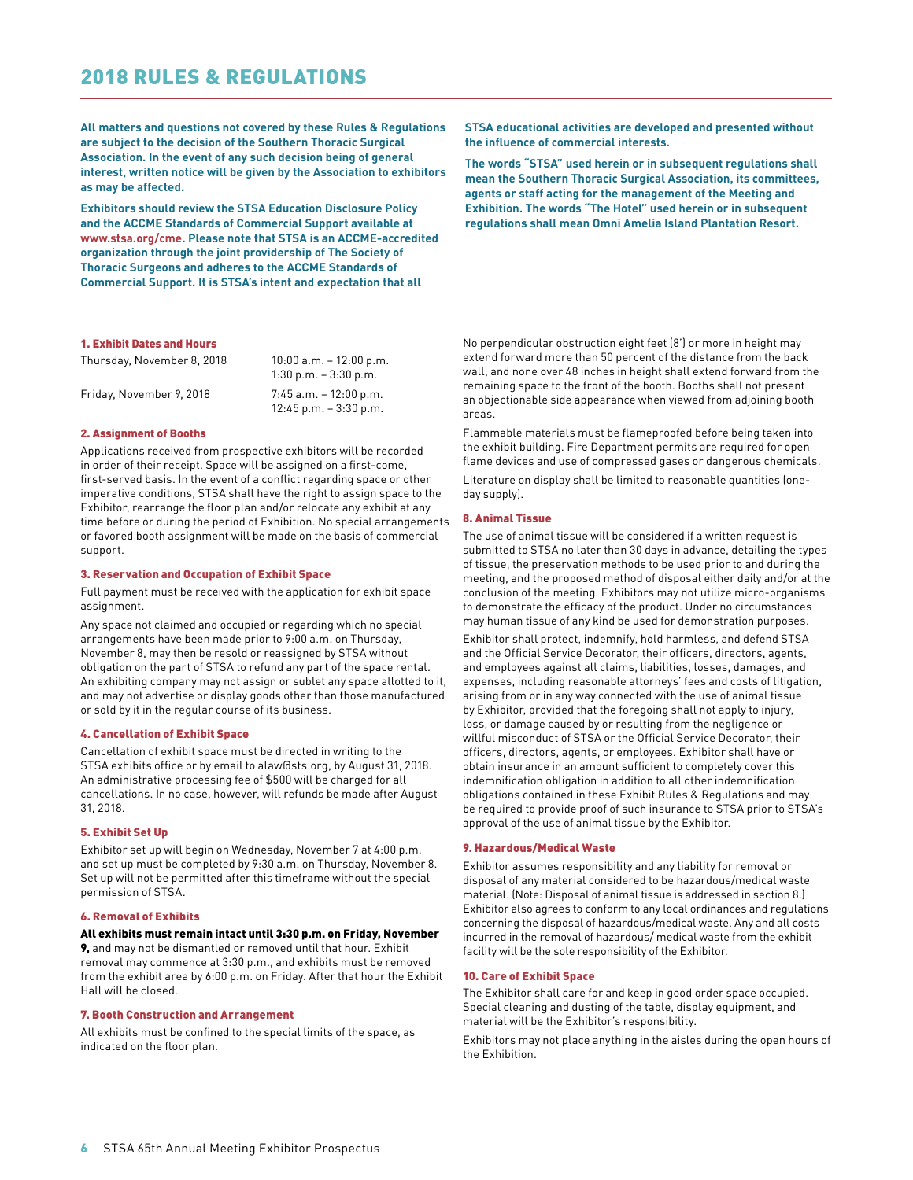# 2018 RULES & REGULATIONS

**All matters and questions not covered by these Rules & Regulations are subject to the decision of the Southern Thoracic Surgical Association. In the event of any such decision being of general interest, written notice will be given by the Association to exhibitors as may be affected.**

**Exhibitors should review the STSA Education Disclosure Policy and the ACCME Standards of Commercial Support available at www.stsa.org/cme. Please note that STSA is an ACCME-accredited organization through the joint providership of The Society of Thoracic Surgeons and adheres to the ACCME Standards of Commercial Support. It is STSA's intent and expectation that all STSA educational activities are developed and presented without the influence of commercial interests.**

**The words "STSA" used herein or in subsequent regulations shall mean the Southern Thoracic Surgical Association, its committees, agents or staff acting for the management of the Meeting and Exhibition. The words "The Hotel" used herein or in subsequent regulations shall mean Omni Amelia Island Plantation Resort.**

### 1. Exhibit Dates and Hours

| | |
|---|---|
| Thursday, November 8, 2018 | 10:00 a.m. – 12:00 p.m.<br>1:30 p.m. – 3:30 p.m. |
| Friday, November 9, 2018 | 7:45 a.m. – 12:00 p.m.<br>12:45 p.m. – 3:30 p.m. |

### 2. Assignment of Booths

Applications received from prospective exhibitors will be recorded in order of their receipt. Space will be assigned on a first-come, first-served basis. In the event of a conflict regarding space or other imperative conditions, STSA shall have the right to assign space to the Exhibitor, rearrange the floor plan and/or relocate any exhibit at any time before or during the period of Exhibition. No special arrangements or favored booth assignment will be made on the basis of commercial support.

### 3. Reservation and Occupation of Exhibit Space

Full payment must be received with the application for exhibit space assignment.

Any space not claimed and occupied or regarding which no special arrangements have been made prior to 9:00 a.m. on Thursday, November 8, may then be resold or reassigned by STSA without obligation on the part of STSA to refund any part of the space rental. An exhibiting company may not assign or sublet any space allotted to it, and may not advertise or display goods other than those manufactured or sold by it in the regular course of its business.

### 4. Cancellation of Exhibit Space

Cancellation of exhibit space must be directed in writing to the STSA exhibits office or by email to alaw@sts.org, by August 31, 2018. An administrative processing fee of $500 will be charged for all cancellations. In no case, however, will refunds be made after August 31, 2018.

### 5. Exhibit Set Up

Exhibitor set up will begin on Wednesday, November 7 at 4:00 p.m. and set up must be completed by 9:30 a.m. on Thursday, November 8. Set up will not be permitted after this timeframe without the special permission of STSA.

### 6. Removal of Exhibits

**All exhibits must remain intact until 3:30 p.m. on Friday, November 9,** and may not be dismantled or removed until that hour. Exhibit removal may commence at 3:30 p.m., and exhibits must be removed from the exhibit area by 6:00 p.m. on Friday. After that hour the Exhibit Hall will be closed.

### 7. Booth Construction and Arrangement

All exhibits must be confined to the special limits of the space, as indicated on the floor plan.

No perpendicular obstruction eight feet (8') or more in height may extend forward more than 50 percent of the distance from the back wall, and none over 48 inches in height shall extend forward from the remaining space to the front of the booth. Booths shall not present an objectionable side appearance when viewed from adjoining booth areas.

Flammable materials must be flameproofed before being taken into the exhibit building. Fire Department permits are required for open flame devices and use of compressed gases or dangerous chemicals.

Literature on display shall be limited to reasonable quantities (one-day supply).

### 8. Animal Tissue

The use of animal tissue will be considered if a written request is submitted to STSA no later than 30 days in advance, detailing the types of tissue, the preservation methods to be used prior to and during the meeting, and the proposed method of disposal either daily and/or at the conclusion of the meeting. Exhibitors may not utilize micro-organisms to demonstrate the efficacy of the product. Under no circumstances may human tissue of any kind be used for demonstration purposes.

Exhibitor shall protect, indemnify, hold harmless, and defend STSA and the Official Service Decorator, their officers, directors, agents, and employees against all claims, liabilities, losses, damages, and expenses, including reasonable attorneys' fees and costs of litigation, arising from or in any way connected with the use of animal tissue by Exhibitor, provided that the foregoing shall not apply to injury, loss, or damage caused by or resulting from the negligence or willful misconduct of STSA or the Official Service Decorator, their officers, directors, agents, or employees. Exhibitor shall have or obtain insurance in an amount sufficient to completely cover this indemnification obligation in addition to all other indemnification obligations contained in these Exhibit Rules & Regulations and may be required to provide proof of such insurance to STSA prior to STSA's approval of the use of animal tissue by the Exhibitor.

### 9. Hazardous/Medical Waste

Exhibitor assumes responsibility and any liability for removal or disposal of any material considered to be hazardous/medical waste material. (Note: Disposal of animal tissue is addressed in section 8.) Exhibitor also agrees to conform to any local ordinances and regulations concerning the disposal of hazardous/medical waste. Any and all costs incurred in the removal of hazardous/ medical waste from the exhibit facility will be the sole responsibility of the Exhibitor.

### 10. Care of Exhibit Space

The Exhibitor shall care for and keep in good order space occupied. Special cleaning and dusting of the table, display equipment, and material will be the Exhibitor's responsibility.

Exhibitors may not place anything in the aisles during the open hours of the Exhibition.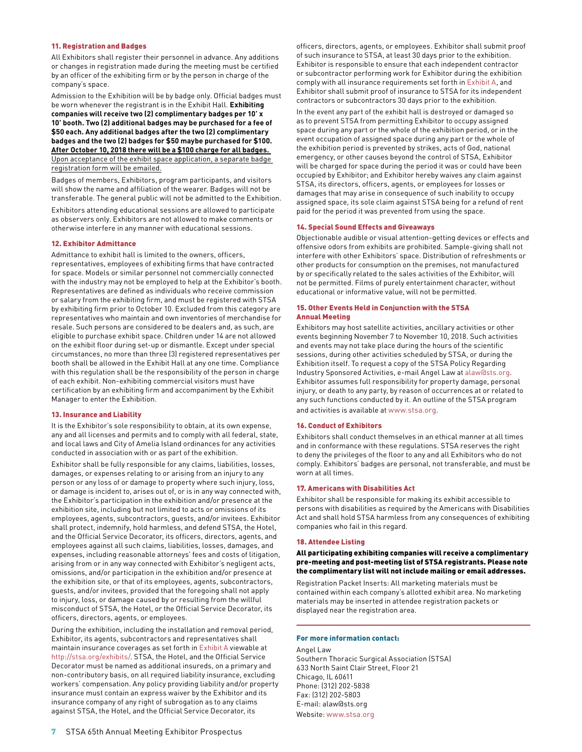### 11. Registration and Badges

All Exhibitors shall register their personnel in advance. Any additions or changes in registration made during the meeting must be certified by an officer of the exhibiting firm or by the person in charge of the company's space.

Admission to the Exhibition will be by badge only. Official badges must be worn whenever the registrant is in the Exhibit Hall. **Exhibiting companies will receive two (2) complimentary badges per 10' x 10' booth. Two (2) additional badges may be purchased for a fee of $50 each. Any additional badges after the two (2) complimentary badges and the two (2) badges for $50 maybe purchased for $100. After October 10, 2018 there will be a $100 charge for all badges.** Upon acceptance of the exhibit space application, a separate badge registration form will be emailed.

Badges of members, Exhibitors, program participants, and visitors will show the name and affiliation of the wearer. Badges will not be transferable. The general public will not be admitted to the Exhibition.

Exhibitors attending educational sessions are allowed to participate as observers only. Exhibitors are not allowed to make comments or otherwise interfere in any manner with educational sessions.

### 12. Exhibitor Admittance

Admittance to exhibit hall is limited to the owners, officers, representatives, employees of exhibiting firms that have contracted for space. Models or similar personnel not commercially connected with the industry may not be employed to help at the Exhibitor's booth. Representatives are defined as individuals who receive commission or salary from the exhibiting firm, and must be registered with STSA by exhibiting firm prior to October 10. Excluded from this category are representatives who maintain and own inventories of merchandise for resale. Such persons are considered to be dealers and, as such, are eligible to purchase exhibit space. Children under 14 are not allowed on the exhibit floor during set-up or dismantle. Except under special circumstances, no more than three (3) registered representatives per booth shall be allowed in the Exhibit Hall at any one time. Compliance with this regulation shall be the responsibility of the person in charge of each exhibit. Non-exhibiting commercial visitors must have certification by an exhibiting firm and accompaniment by the Exhibit Manager to enter the Exhibition.

### 13. Insurance and Liability

It is the Exhibitor's sole responsibility to obtain, at its own expense, any and all licenses and permits and to comply with all federal, state, and local laws and City of Amelia Island ordinances for any activities conducted in association with or as part of the exhibition.

Exhibitor shall be fully responsible for any claims, liabilities, losses, damages, or expenses relating to or arising from an injury to any person or any loss of or damage to property where such injury, loss, or damage is incident to, arises out of, or is in any way connected with, the Exhibitor's participation in the exhibition and/or presence at the exhibition site, including but not limited to acts or omissions of its employees, agents, subcontractors, guests, and/or invitees. Exhibitor shall protect, indemnify, hold harmless, and defend STSA, the Hotel, and the Official Service Decorator, its officers, directors, agents, and employees against all such claims, liabilities, losses, damages, and expenses, including reasonable attorneys' fees and costs of litigation, arising from or in any way connected with Exhibitor's negligent acts, omissions, and/or participation in the exhibition and/or presence at the exhibition site, or that of its employees, agents, subcontractors, guests, and/or invitees, provided that the foregoing shall not apply to injury, loss, or damage caused by or resulting from the willful misconduct of STSA, the Hotel, or the Official Service Decorator, its officers, directors, agents, or employees.

During the exhibition, including the installation and removal period, Exhibitor, its agents, subcontractors and representatives shall maintain insurance coverages as set forth in Exhibit A viewable at http://stsa.org/exhibits/. STSA, the Hotel, and the Official Service Decorator must be named as additional insureds, on a primary and non-contributory basis, on all required liability insurance, excluding workers' compensation. Any policy providing liability and/or property insurance must contain an express waiver by the Exhibitor and its insurance company of any right of subrogation as to any claims against STSA, the Hotel, and the Official Service Decorator, its officers, directors, agents, or employees. Exhibitor shall submit proof of such insurance to STSA, at least 30 days prior to the exhibition. Exhibitor is responsible to ensure that each independent contractor or subcontractor performing work for Exhibitor during the exhibition comply with all insurance requirements set forth in Exhibit A, and Exhibitor shall submit proof of insurance to STSA for its independent contractors or subcontractors 30 days prior to the exhibition.

In the event any part of the exhibit hall is destroyed or damaged so as to prevent STSA from permitting Exhibitor to occupy assigned space during any part or the whole of the exhibition period, or in the event occupation of assigned space during any part or the whole of the exhibition period is prevented by strikes, acts of God, national emergency, or other causes beyond the control of STSA, Exhibitor will be charged for space during the period it was or could have been occupied by Exhibitor; and Exhibitor hereby waives any claim against STSA, its directors, officers, agents, or employees for losses or damages that may arise in consequence of such inability to occupy assigned space, its sole claim against STSA being for a refund of rent paid for the period it was prevented from using the space.

### 14. Special Sound Effects and Giveaways

Objectionable audible or visual attention-getting devices or effects and offensive odors from exhibits are prohibited. Sample-giving shall not interfere with other Exhibitors' space. Distribution of refreshments or other products for consumption on the premises, not manufactured by or specifically related to the sales activities of the Exhibitor, will not be permitted. Films of purely entertainment character, without educational or informative value, will not be permitted.

### 15. Other Events Held in Conjunction with the STSA Annual Meeting

Exhibitors may host satellite activities, ancillary activities or other events beginning November 7 to November 10, 2018. Such activities and events may not take place during the hours of the scientific sessions, during other activities scheduled by STSA, or during the Exhibition itself. To request a copy of the STSA Policy Regarding Industry Sponsored Activities, e-mail Angel Law at alaw@sts.org. Exhibitor assumes full responsibility for property damage, personal injury, or death to any party, by reason of occurrences at or related to any such functions conducted by it. An outline of the STSA program and activities is available at www.stsa.org.

### 16. Conduct of Exhibitors

Exhibitors shall conduct themselves in an ethical manner at all times and in conformance with these regulations. STSA reserves the right to deny the privileges of the floor to any and all Exhibitors who do not comply. Exhibitors' badges are personal, not transferable, and must be worn at all times.

### 17. Americans with Disabilities Act

Exhibitor shall be responsible for making its exhibit accessible to persons with disabilities as required by the Americans with Disabilities Act and shall hold STSA harmless from any consequences of exhibiting companies who fail in this regard.

### 18. Attendee Listing

**All participating exhibiting companies will receive a complimentary pre-meeting and post-meeting list of STSA registrants. Please note the complimentary list will not include mailing or email addresses.**

Registration Packet Inserts: All marketing materials must be contained within each company's allotted exhibit area. No marketing materials may be inserted in attendee registration packets or displayed near the registration area.

---

**For more information contact:**

Angel Law
Southern Thoracic Surgical Association (STSA)
633 North Saint Clair Street, Floor 21
Chicago, IL 60611
Phone: (312) 202-5838
Fax: (312) 202-5803
E-mail: alaw@sts.org
Website: www.stsa.org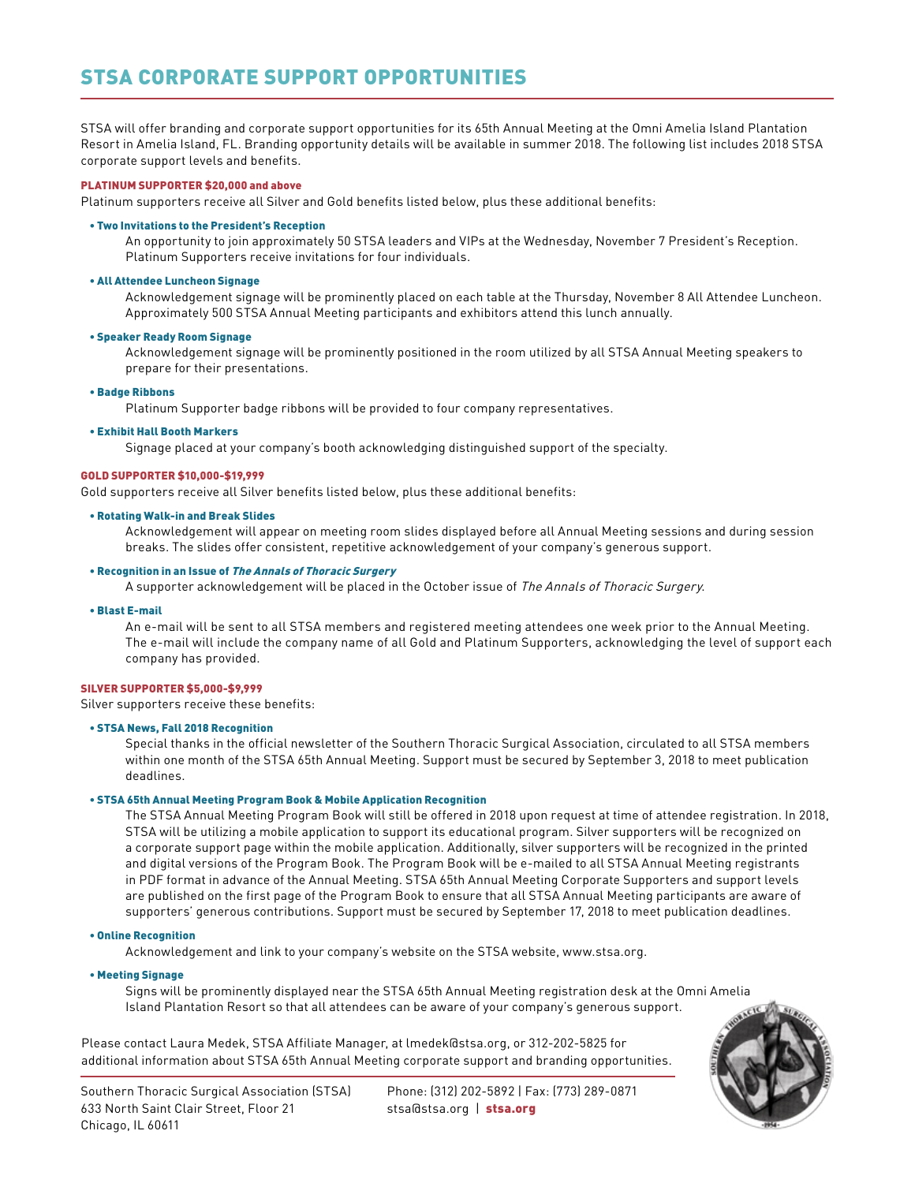# STSA CORPORATE SUPPORT OPPORTUNITIES

STSA will offer branding and corporate support opportunities for its 65th Annual Meeting at the Omni Amelia Island Plantation Resort in Amelia Island, FL. Branding opportunity details will be available in summer 2018. The following list includes 2018 STSA corporate support levels and benefits.

## PLATINUM SUPPORTER $20,000 and above

Platinum supporters receive all Silver and Gold benefits listed below, plus these additional benefits:

- **Two Invitations to the President's Reception**
  An opportunity to join approximately 50 STSA leaders and VIPs at the Wednesday, November 7 President's Reception. Platinum Supporters receive invitations for four individuals.
- **All Attendee Luncheon Signage**
  Acknowledgement signage will be prominently placed on each table at the Thursday, November 8 All Attendee Luncheon. Approximately 500 STSA Annual Meeting participants and exhibitors attend this lunch annually.
- **Speaker Ready Room Signage**
  Acknowledgement signage will be prominently positioned in the room utilized by all STSA Annual Meeting speakers to prepare for their presentations.
- **Badge Ribbons**
  Platinum Supporter badge ribbons will be provided to four company representatives.
- **Exhibit Hall Booth Markers**
  Signage placed at your company's booth acknowledging distinguished support of the specialty.

## GOLD SUPPORTER $10,000-$19,999

Gold supporters receive all Silver benefits listed below, plus these additional benefits:

- **Rotating Walk-in and Break Slides**
  Acknowledgement will appear on meeting room slides displayed before all Annual Meeting sessions and during session breaks. The slides offer consistent, repetitive acknowledgement of your company's generous support.
- **Recognition in an Issue of *The Annals of Thoracic Surgery***
  A supporter acknowledgement will be placed in the October issue of *The Annals of Thoracic Surgery*.
- **Blast E-mail**
  An e-mail will be sent to all STSA members and registered meeting attendees one week prior to the Annual Meeting. The e-mail will include the company name of all Gold and Platinum Supporters, acknowledging the level of support each company has provided.

## SILVER SUPPORTER $5,000-$9,999

Silver supporters receive these benefits:

- **STSA News, Fall 2018 Recognition**
  Special thanks in the official newsletter of the Southern Thoracic Surgical Association, circulated to all STSA members within one month of the STSA 65th Annual Meeting. Support must be secured by September 3, 2018 to meet publication deadlines.
- **STSA 65th Annual Meeting Program Book & Mobile Application Recognition**
  The STSA Annual Meeting Program Book will still be offered in 2018 upon request at time of attendee registration. In 2018, STSA will be utilizing a mobile application to support its educational program. Silver supporters will be recognized on a corporate support page within the mobile application. Additionally, silver supporters will be recognized in the printed and digital versions of the Program Book. The Program Book will be e-mailed to all STSA Annual Meeting registrants in PDF format in advance of the Annual Meeting. STSA 65th Annual Meeting Corporate Supporters and support levels are published on the first page of the Program Book to ensure that all STSA Annual Meeting participants are aware of supporters' generous contributions. Support must be secured by September 17, 2018 to meet publication deadlines.
- **Online Recognition**
  Acknowledgement and link to your company's website on the STSA website, www.stsa.org.
- **Meeting Signage**
  Signs will be prominently displayed near the STSA 65th Annual Meeting registration desk at the Omni Amelia Island Plantation Resort so that all attendees can be aware of your company's generous support.

Please contact Laura Medek, STSA Affiliate Manager, at lmedek@stsa.org, or 312-202-5825 for additional information about STSA 65th Annual Meeting corporate support and branding opportunities.

Southern Thoracic Surgical Association (STSA)
633 North Saint Clair Street, Floor 21
Chicago, IL 60611

Phone: (312) 202-5892 | Fax: (773) 289-0871
stsa@stsa.org | **stsa.org**